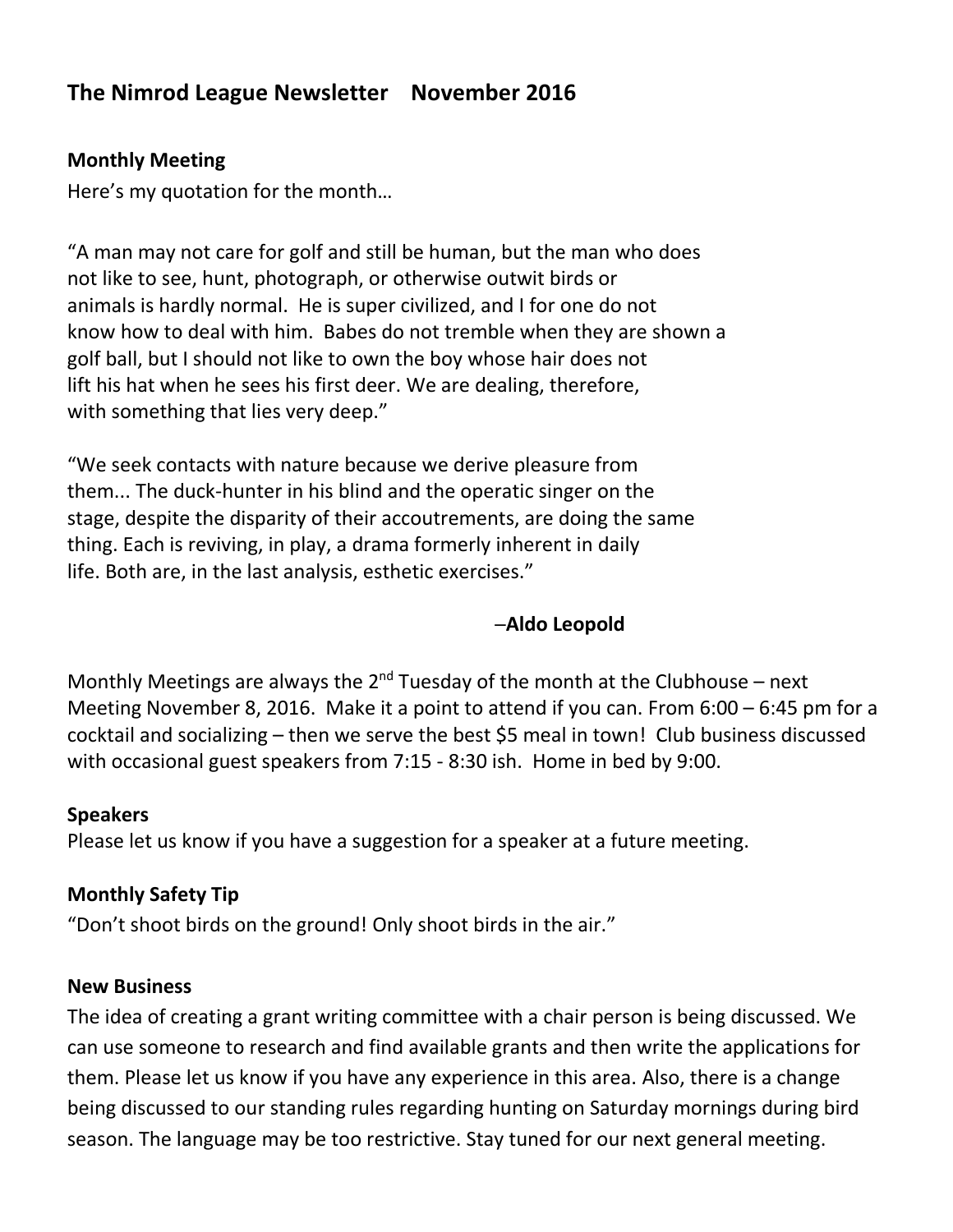# The Nimrod League Newsletter    November 2016

## Monthly Meeting

Here's my quotation for the month…

"A man may not care for golf and still be human, but the man who does not like to see, hunt, photograph, or otherwise outwit birds or animals is hardly normal. He is super civilized, and I for one do not know how to deal with him. Babes do not tremble when they are shown a golf ball, but I should not like to own the boy whose hair does not lift his hat when he sees his first deer. We are dealing, therefore, with something that lies very deep."

"We seek contacts with nature because we derive pleasure from them... The duck-hunter in his blind and the operatic singer on the stage, despite the disparity of their accoutrements, are doing the same thing. Each is reviving, in play, a drama formerly inherent in daily life. Both are, in the last analysis, esthetic exercises."

–**Aldo Leopold**

Monthly Meetings are always the 2nd Tuesday of the month at the Clubhouse – next Meeting November 8, 2016. Make it a point to attend if you can. From 6:00 – 6:45 pm for a cocktail and socializing – then we serve the best $5 meal in town! Club business discussed with occasional guest speakers from 7:15 - 8:30 ish. Home in bed by 9:00.

## Speakers

Please let us know if you have a suggestion for a speaker at a future meeting.

## Monthly Safety Tip

"Don't shoot birds on the ground! Only shoot birds in the air."

## New Business

The idea of creating a grant writing committee with a chair person is being discussed. We can use someone to research and find available grants and then write the applications for them. Please let us know if you have any experience in this area. Also, there is a change being discussed to our standing rules regarding hunting on Saturday mornings during bird season. The language may be too restrictive. Stay tuned for our next general meeting.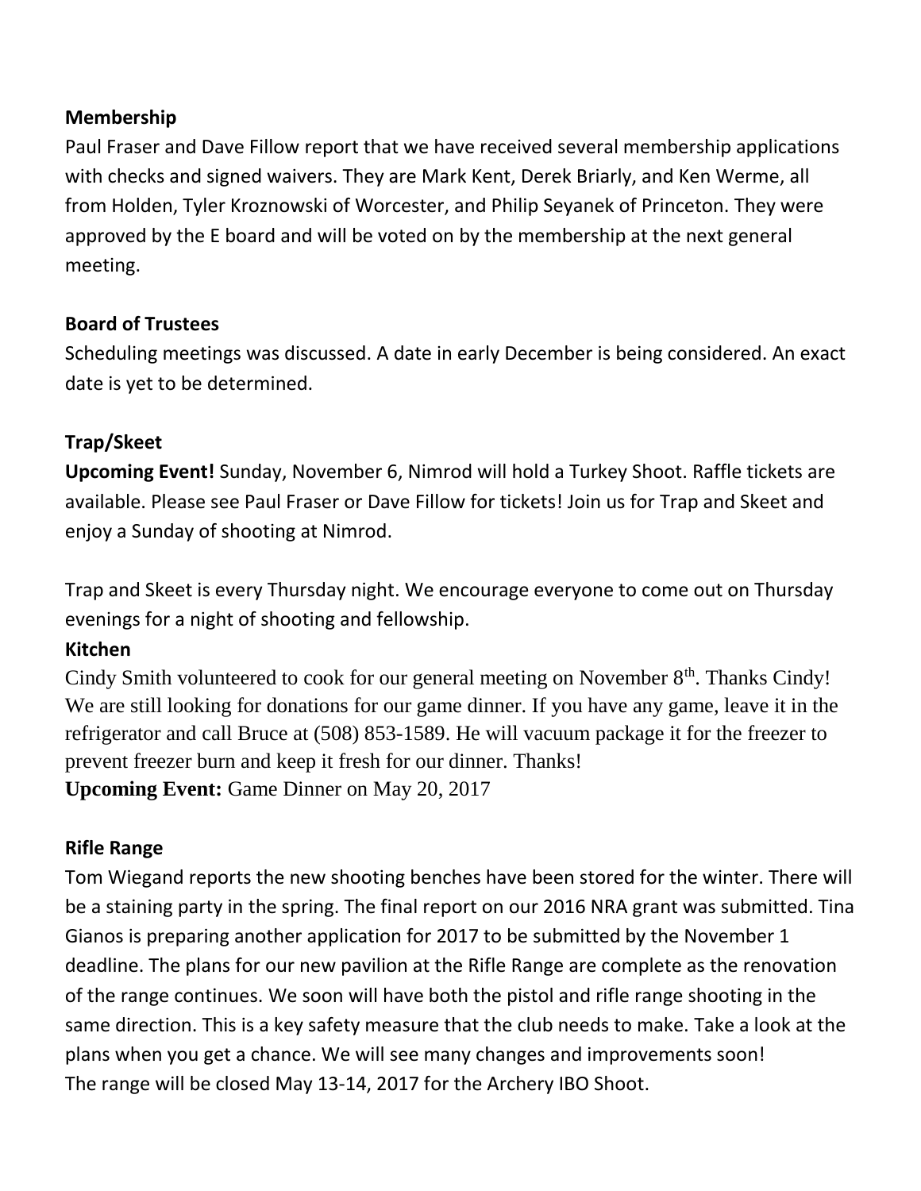**Membership**

Paul Fraser and Dave Fillow report that we have received several membership applications with checks and signed waivers. They are Mark Kent, Derek Briarly, and Ken Werme, all from Holden, Tyler Kroznowski of Worcester, and Philip Seyanek of Princeton. They were approved by the E board and will be voted on by the membership at the next general meeting.

**Board of Trustees**

Scheduling meetings was discussed. A date in early December is being considered. An exact date is yet to be determined.

**Trap/Skeet**

**Upcoming Event!** Sunday, November 6, Nimrod will hold a Turkey Shoot. Raffle tickets are available. Please see Paul Fraser or Dave Fillow for tickets! Join us for Trap and Skeet and enjoy a Sunday of shooting at Nimrod.

Trap and Skeet is every Thursday night. We encourage everyone to come out on Thursday evenings for a night of shooting and fellowship.

**Kitchen**

Cindy Smith volunteered to cook for our general meeting on November 8th. Thanks Cindy! We are still looking for donations for our game dinner. If you have any game, leave it in the refrigerator and call Bruce at (508) 853-1589. He will vacuum package it for the freezer to prevent freezer burn and keep it fresh for our dinner. Thanks!

**Upcoming Event:** Game Dinner on May 20, 2017

**Rifle Range**

Tom Wiegand reports the new shooting benches have been stored for the winter. There will be a staining party in the spring. The final report on our 2016 NRA grant was submitted. Tina Gianos is preparing another application for 2017 to be submitted by the November 1 deadline. The plans for our new pavilion at the Rifle Range are complete as the renovation of the range continues. We soon will have both the pistol and rifle range shooting in the same direction. This is a key safety measure that the club needs to make. Take a look at the plans when you get a chance. We will see many changes and improvements soon!

The range will be closed May 13-14, 2017 for the Archery IBO Shoot.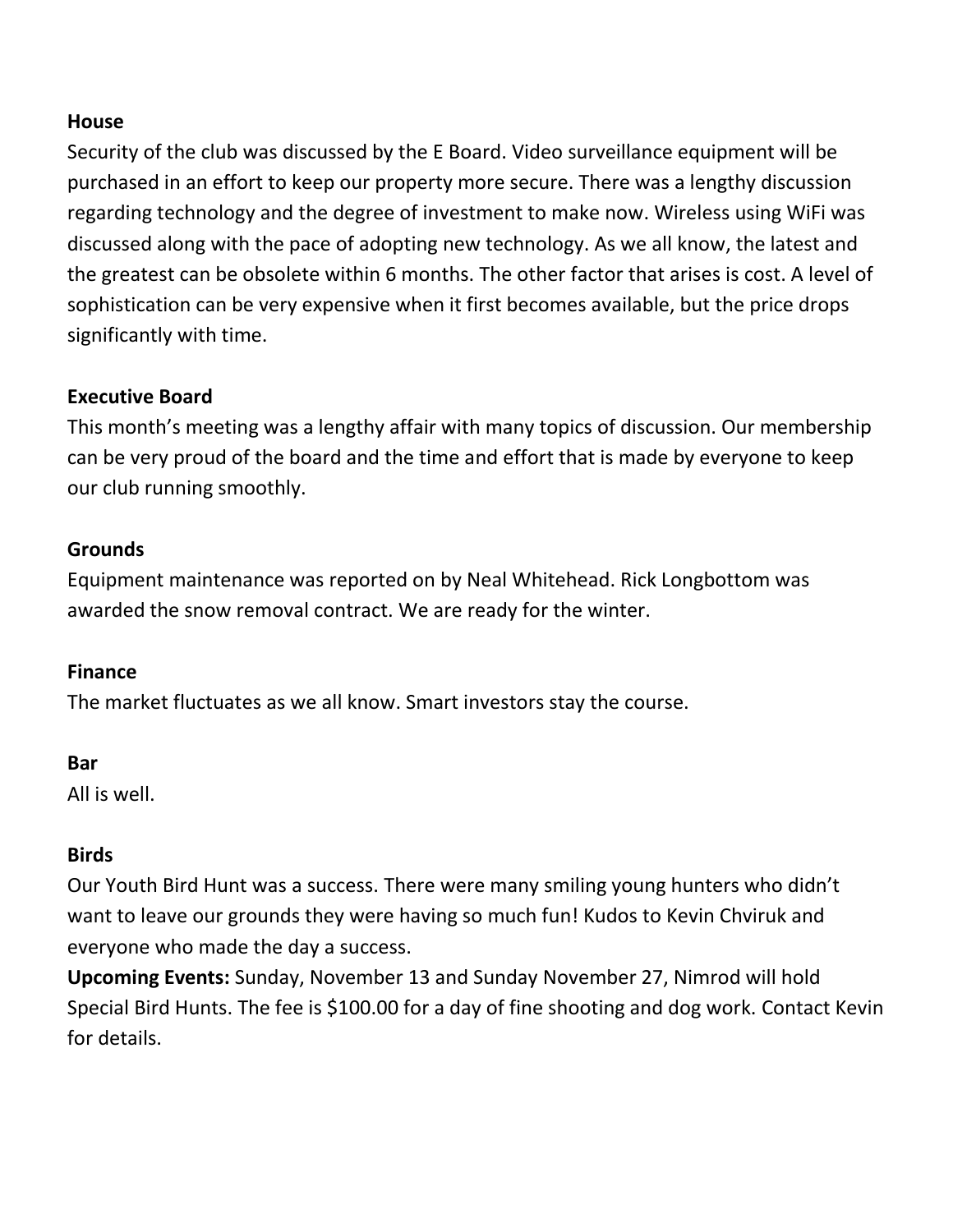**House**

Security of the club was discussed by the E Board. Video surveillance equipment will be purchased in an effort to keep our property more secure. There was a lengthy discussion regarding technology and the degree of investment to make now. Wireless using WiFi was discussed along with the pace of adopting new technology. As we all know, the latest and the greatest can be obsolete within 6 months. The other factor that arises is cost. A level of sophistication can be very expensive when it first becomes available, but the price drops significantly with time.

**Executive Board**

This month's meeting was a lengthy affair with many topics of discussion. Our membership can be very proud of the board and the time and effort that is made by everyone to keep our club running smoothly.

**Grounds**

Equipment maintenance was reported on by Neal Whitehead. Rick Longbottom was awarded the snow removal contract. We are ready for the winter.

**Finance**

The market fluctuates as we all know. Smart investors stay the course.

**Bar**

All is well.

**Birds**

Our Youth Bird Hunt was a success. There were many smiling young hunters who didn't want to leave our grounds they were having so much fun! Kudos to Kevin Chviruk and everyone who made the day a success.

**Upcoming Events:** Sunday, November 13 and Sunday November 27, Nimrod will hold Special Bird Hunts. The fee is $100.00 for a day of fine shooting and dog work. Contact Kevin for details.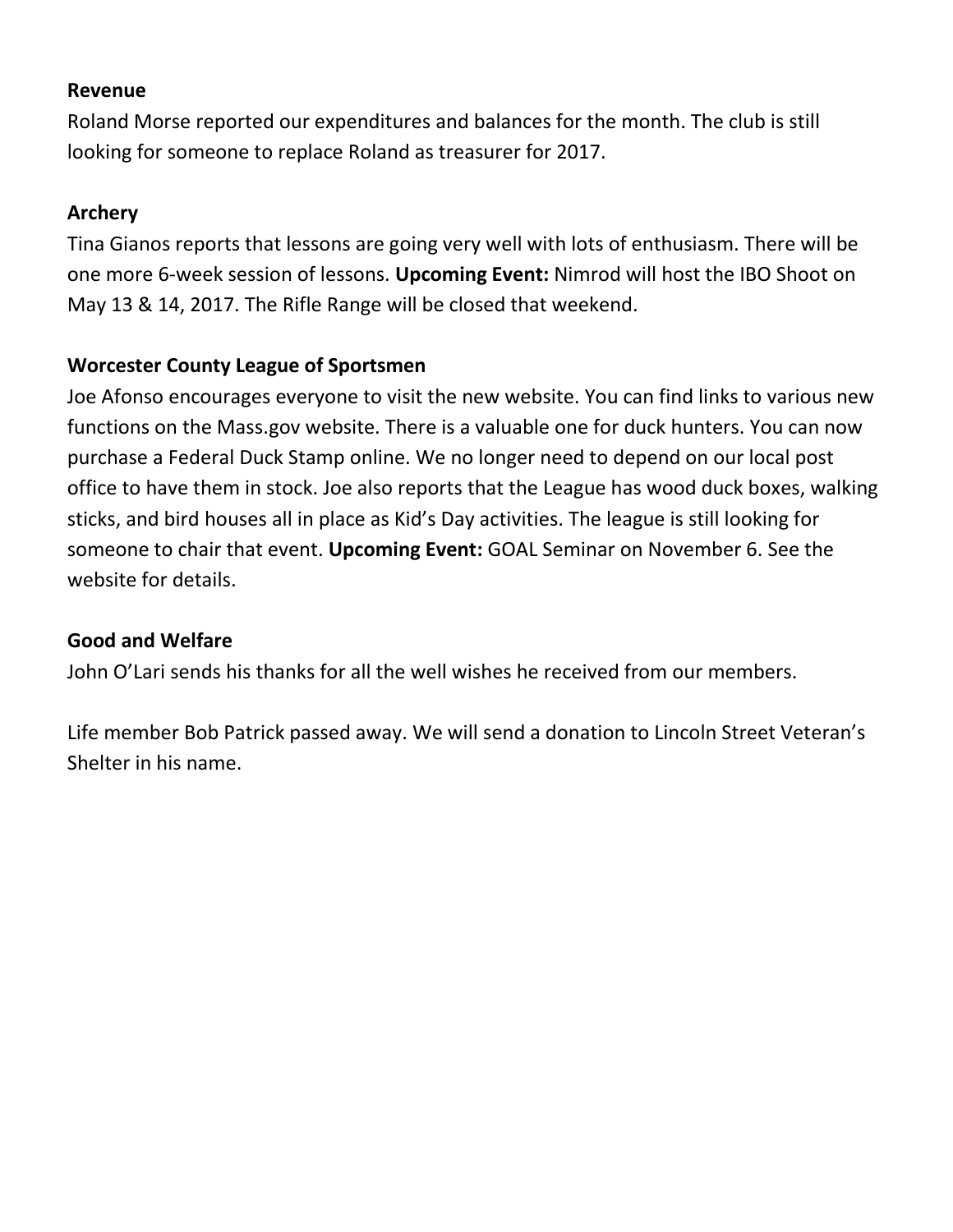**Revenue**

Roland Morse reported our expenditures and balances for the month. The club is still looking for someone to replace Roland as treasurer for 2017.

**Archery**

Tina Gianos reports that lessons are going very well with lots of enthusiasm. There will be one more 6-week session of lessons. **Upcoming Event:** Nimrod will host the IBO Shoot on May 13 & 14, 2017. The Rifle Range will be closed that weekend.

**Worcester County League of Sportsmen**

Joe Afonso encourages everyone to visit the new website. You can find links to various new functions on the Mass.gov website. There is a valuable one for duck hunters. You can now purchase a Federal Duck Stamp online. We no longer need to depend on our local post office to have them in stock. Joe also reports that the League has wood duck boxes, walking sticks, and bird houses all in place as Kid's Day activities. The league is still looking for someone to chair that event. **Upcoming Event:** GOAL Seminar on November 6. See the website for details.

**Good and Welfare**

John O'Lari sends his thanks for all the well wishes he received from our members.

Life member Bob Patrick passed away. We will send a donation to Lincoln Street Veteran's Shelter in his name.